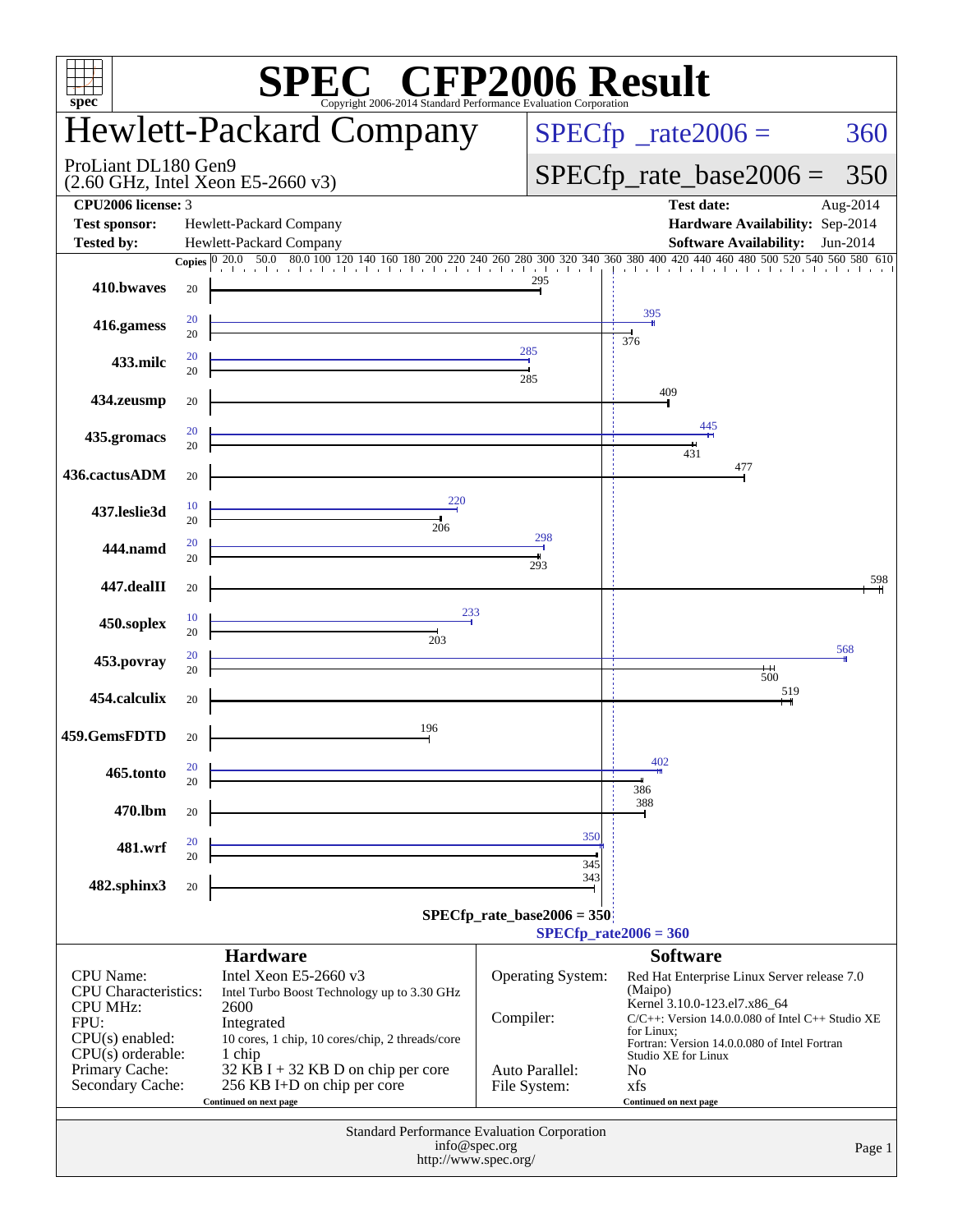# SPEC® CFP2006 Result

Copyright 2006-2014 Standard Performance Evaluation Corporation

## Hewlett-Packard Company

ProLiant DL180 Gen9
(2.60 GHz, Intel Xeon E5-2660 v3)

SPECfp_rate2006 = 360

SPECfp_rate_base2006 = 350

| | | | |
|---|---|---|---|
| **CPU2006 license:** | 3 | **Test date:** | Aug-2014 |
| **Test sponsor:** | Hewlett-Packard Company | **Hardware Availability:** | Sep-2014 |
| **Tested by:** | Hewlett-Packard Company | **Software Availability:** | Jun-2014 |

| Benchmark | Copies (peak) | Peak | Copies (base) | Base |
|---|---|---|---|---|
| 410.bwaves | | | 20 | 295 |
| 416.gamess | 20 | 395 | 20 | 376 |
| 433.milc | 20 | 285 | 20 | 285 |
| 434.zeusmp | | | 20 | 409 |
| 435.gromacs | 20 | 445 | 20 | 431 |
| 436.cactusADM | | | 20 | 477 |
| 437.leslie3d | 10 | 220 | 20 | 206 |
| 444.namd | 20 | 298 | 20 | 293 |
| 447.dealII | | | 20 | 598 |
| 450.soplex | 10 | 233 | 20 | 203 |
| 453.povray | 20 | 568 | 20 | 500 |
| 454.calculix | | | 20 | 519 |
| 459.GemsFDTD | | | 20 | 196 |
| 465.tonto | 20 | 402 | 20 | 386 |
| 470.lbm | | | 20 | 388 |
| 481.wrf | 20 | 350 | 20 | 345 |
| 482.sphinx3 | | | 20 | 343 |

SPECfp_rate_base2006 = 350

SPECfp_rate2006 = 360

### Hardware

| | |
|---|---|
| CPU Name: | Intel Xeon E5-2660 v3 |
| CPU Characteristics: | Intel Turbo Boost Technology up to 3.30 GHz |
| CPU MHz: | 2600 |
| FPU: | Integrated |
| CPU(s) enabled: | 10 cores, 1 chip, 10 cores/chip, 2 threads/core |
| CPU(s) orderable: | 1 chip |
| Primary Cache: | 32 KB I + 32 KB D on chip per core |
| Secondary Cache: | 256 KB I+D on chip per core |

Continued on next page

### Software

| | |
|---|---|
| Operating System: | Red Hat Enterprise Linux Server release 7.0 (Maipo) Kernel 3.10.0-123.el7.x86_64 |
| Compiler: | C/C++: Version 14.0.0.080 of Intel C++ Studio XE for Linux; Fortran: Version 14.0.0.080 of Intel Fortran Studio XE for Linux |
| Auto Parallel: | No |
| File System: | xfs |

Continued on next page

Standard Performance Evaluation Corporation
info@spec.org
http://www.spec.org/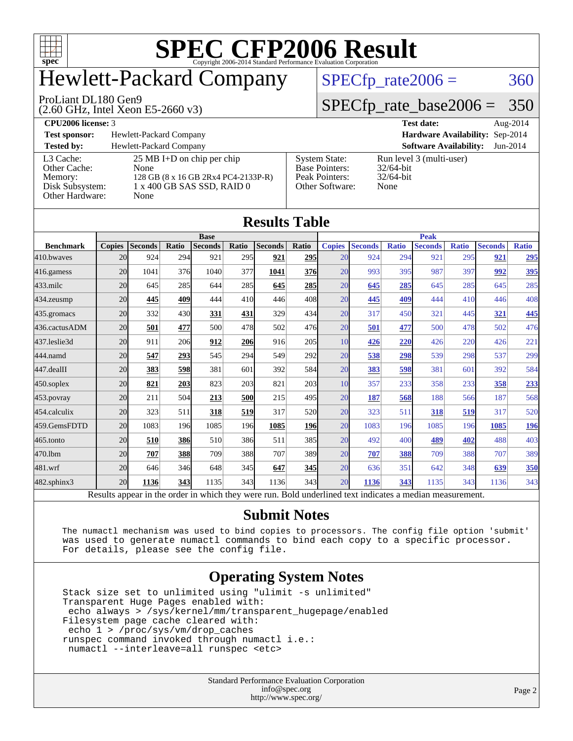# SPEC CFP2006 Result

Copyright 2006-2014 Standard Performance Evaluation Corporation

# Hewlett-Packard Company

ProLiant DL180 Gen9
(2.60 GHz, Intel Xeon E5-2660 v3)

SPECfp_rate2006 = 360

SPECfp_rate_base2006 = 350

**CPU2006 license:** 3
**Test sponsor:** Hewlett-Packard Company
**Tested by:** Hewlett-Packard Company

**Test date:** Aug-2014
**Hardware Availability:** Sep-2014
**Software Availability:** Jun-2014

| | |
|---|---|
| L3 Cache: | 25 MB I+D on chip per chip |
| Other Cache: | None |
| Memory: | 128 GB (8 x 16 GB 2Rx4 PC4-2133P-R) |
| Disk Subsystem: | 1 x 400 GB SAS SSD, RAID 0 |
| Other Hardware: | None |

| | |
|---|---|
| System State: | Run level 3 (multi-user) |
| Base Pointers: | 32/64-bit |
| Peak Pointers: | 32/64-bit |
| Other Software: | None |

## Results Table

| Benchmark | Base | | | | | | | Peak | | | | | | |
|---|---|---|---|---|---|---|---|---|---|---|---|---|---|---|
| | Copies | Seconds | Ratio | Seconds | Ratio | Seconds | Ratio | Copies | Seconds | Ratio | Seconds | Ratio | Seconds | Ratio |
| 410.bwaves | 20 | 924 | 294 | 921 | 295 | **921** | **295** | 20 | 924 | 294 | 921 | 295 | **921** | **295** |
| 416.gamess | 20 | 1041 | 376 | 1040 | 377 | **1041** | **376** | 20 | 993 | 395 | 987 | 397 | **992** | **395** |
| 433.milc | 20 | 645 | 285 | 644 | 285 | **645** | **285** | 20 | **645** | **285** | 645 | 285 | 645 | 285 |
| 434.zeusmp | 20 | **445** | **409** | 444 | 410 | 446 | 408 | 20 | **445** | **409** | 444 | 410 | 446 | 408 |
| 435.gromacs | 20 | 332 | 430 | **331** | **431** | 329 | 434 | 20 | 317 | 450 | 321 | 445 | **321** | **445** |
| 436.cactusADM | 20 | **501** | **477** | 500 | 478 | 502 | 476 | 20 | **501** | **477** | 500 | 478 | 502 | 476 |
| 437.leslie3d | 20 | 911 | 206 | **912** | **206** | 916 | 205 | 10 | **426** | **220** | 426 | 220 | 426 | 221 |
| 444.namd | 20 | **547** | **293** | 545 | 294 | 549 | 292 | 20 | **538** | **298** | 539 | 298 | 537 | 299 |
| 447.dealII | 20 | **383** | **598** | 381 | 601 | 392 | 584 | 20 | **383** | **598** | 381 | 601 | 392 | 584 |
| 450.soplex | 20 | **821** | **203** | 823 | 203 | 821 | 203 | 10 | 357 | 233 | 358 | 233 | **358** | **233** |
| 453.povray | 20 | 211 | 504 | **213** | **500** | 215 | 495 | 20 | **187** | **568** | 188 | 566 | 187 | 568 |
| 454.calculix | 20 | 323 | 511 | **318** | **519** | 317 | 520 | 20 | 323 | 511 | **318** | **519** | 317 | 520 |
| 459.GemsFDTD | 20 | 1083 | 196 | 1085 | 196 | **1085** | **196** | 20 | 1083 | 196 | 1085 | 196 | **1085** | **196** |
| 465.tonto | 20 | **510** | **386** | 510 | 386 | 511 | 385 | 20 | 492 | 400 | **489** | **402** | 488 | 403 |
| 470.lbm | 20 | **707** | **388** | 709 | 388 | 707 | 389 | 20 | **707** | **388** | 709 | 388 | 707 | 389 |
| 481.wrf | 20 | 646 | 346 | 648 | 345 | **647** | **345** | 20 | 636 | 351 | 642 | 348 | **639** | **350** |
| 482.sphinx3 | 20 | **1136** | **343** | 1135 | 343 | 1136 | 343 | 20 | **1136** | **343** | 1135 | 343 | 1136 | 343 |

Results appear in the order in which they were run. Bold underlined text indicates a median measurement.

## Submit Notes

```
The numactl mechanism was used to bind copies to processors. The config file option 'submit'
was used to generate numactl commands to bind each copy to a specific processor.
For details, please see the config file.
```

## Operating System Notes

```
Stack size set to unlimited using "ulimit -s unlimited"
Transparent Huge Pages enabled with:
 echo always > /sys/kernel/mm/transparent_hugepage/enabled
Filesystem page cache cleared with:
 echo 1 > /proc/sys/vm/drop_caches
runspec command invoked through numactl i.e.:
 numactl --interleave=all runspec <etc>
```

Standard Performance Evaluation Corporation
info@spec.org
http://www.spec.org/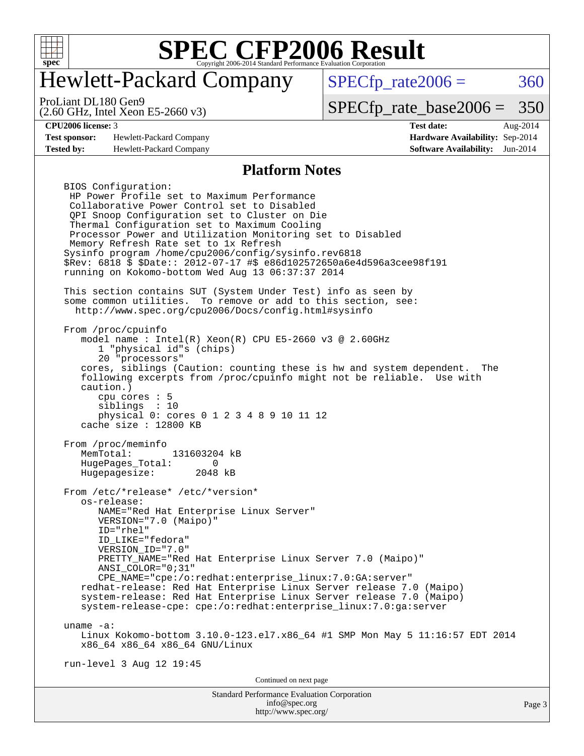# SPEC CFP2006 Result

Copyright 2006-2014 Standard Performance Evaluation Corporation

# Hewlett-Packard Company

ProLiant DL180 Gen9
(2.60 GHz, Intel Xeon E5-2660 v3)

SPECfp_rate2006 = 360

SPECfp_rate_base2006 = 350

| | | | |
|---|---|---|---|
| **CPU2006 license:** 3 | | **Test date:** | Aug-2014 |
| **Test sponsor:** | Hewlett-Packard Company | **Hardware Availability:** | Sep-2014 |
| **Tested by:** | Hewlett-Packard Company | **Software Availability:** | Jun-2014 |

## Platform Notes

```
BIOS Configuration:
 HP Power Profile set to Maximum Performance
 Collaborative Power Control set to Disabled
 QPI Snoop Configuration set to Cluster on Die
 Thermal Configuration set to Maximum Cooling
 Processor Power and Utilization Monitoring set to Disabled
 Memory Refresh Rate set to 1x Refresh
Sysinfo program /home/cpu2006/config/sysinfo.rev6818
$Rev: 6818 $ $Date:: 2012-07-17 #$ e86d102572650a6e4d596a3cee98f191
running on Kokomo-bottom Wed Aug 13 06:37:37 2014

This section contains SUT (System Under Test) info as seen by
some common utilities.  To remove or add to this section, see:
  http://www.spec.org/cpu2006/Docs/config.html#sysinfo

From /proc/cpuinfo
   model name : Intel(R) Xeon(R) CPU E5-2660 v3 @ 2.60GHz
      1 "physical id"s (chips)
      20 "processors"
   cores, siblings (Caution: counting these is hw and system dependent.  The
   following excerpts from /proc/cpuinfo might not be reliable.  Use with
   caution.)
      cpu cores : 5
      siblings  : 10
      physical 0: cores 0 1 2 3 4 8 9 10 11 12
   cache size : 12800 KB

From /proc/meminfo
   MemTotal:       131603204 kB
   HugePages_Total:       0
   Hugepagesize:       2048 kB

From /etc/*release* /etc/*version*
   os-release:
      NAME="Red Hat Enterprise Linux Server"
      VERSION="7.0 (Maipo)"
      ID="rhel"
      ID_LIKE="fedora"
      VERSION_ID="7.0"
      PRETTY_NAME="Red Hat Enterprise Linux Server 7.0 (Maipo)"
      ANSI_COLOR="0;31"
      CPE_NAME="cpe:/o:redhat:enterprise_linux:7.0:GA:server"
   redhat-release: Red Hat Enterprise Linux Server release 7.0 (Maipo)
   system-release: Red Hat Enterprise Linux Server release 7.0 (Maipo)
   system-release-cpe: cpe:/o:redhat:enterprise_linux:7.0:ga:server

uname -a:
   Linux Kokomo-bottom 3.10.0-123.el7.x86_64 #1 SMP Mon May 5 11:16:57 EDT 2014
   x86_64 x86_64 x86_64 GNU/Linux

run-level 3 Aug 12 19:45
```

Continued on next page

Standard Performance Evaluation Corporation
info@spec.org
http://www.spec.org/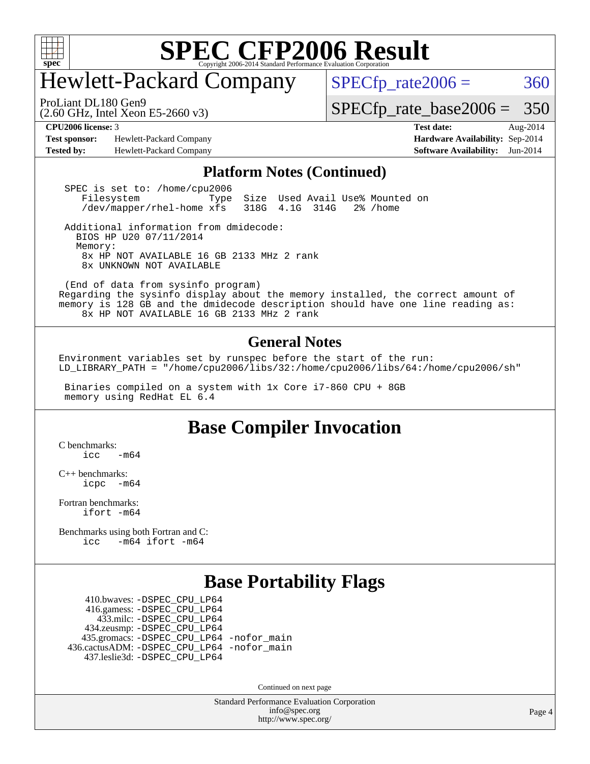# SPEC CFP2006 Result

Copyright 2006-2014 Standard Performance Evaluation Corporation

## Hewlett-Packard Company

ProLiant DL180 Gen9
(2.60 GHz, Intel Xeon E5-2660 v3)

SPECfp_rate2006 = 360

SPECfp_rate_base2006 = 350

| | | | |
|---|---|---|---|
| **CPU2006 license:** 3 | | **Test date:** | Aug-2014 |
| **Test sponsor:** | Hewlett-Packard Company | **Hardware Availability:** | Sep-2014 |
| **Tested by:** | Hewlett-Packard Company | **Software Availability:** | Jun-2014 |

### Platform Notes (Continued)

```
 SPEC is set to: /home/cpu2006
    Filesystem            Type  Size  Used Avail Use% Mounted on
    /dev/mapper/rhel-home xfs   318G  4.1G  314G   2% /home

 Additional information from dmidecode:
   BIOS HP U20 07/11/2014
   Memory:
    8x HP NOT AVAILABLE 16 GB 2133 MHz 2 rank
    8x UNKNOWN NOT AVAILABLE

 (End of data from sysinfo program)
Regarding the sysinfo display about the memory installed, the correct amount of
memory is 128 GB and the dmidecode description should have one line reading as:
    8x HP NOT AVAILABLE 16 GB 2133 MHz 2 rank
```

### General Notes

```
Environment variables set by runspec before the start of the run:
LD_LIBRARY_PATH = "/home/cpu2006/libs/32:/home/cpu2006/libs/64:/home/cpu2006/sh"

 Binaries compiled on a system with 1x Core i7-860 CPU + 8GB
 memory using RedHat EL 6.4
```

## Base Compiler Invocation

C benchmarks:
    icc -m64

C++ benchmarks:
    icpc -m64

Fortran benchmarks:
    ifort -m64

Benchmarks using both Fortran and C:
    icc -m64 ifort -m64

## Base Portability Flags

410.bwaves: -DSPEC_CPU_LP64
416.gamess: -DSPEC_CPU_LP64
433.milc: -DSPEC_CPU_LP64
434.zeusmp: -DSPEC_CPU_LP64
435.gromacs: -DSPEC_CPU_LP64 -nofor_main
436.cactusADM: -DSPEC_CPU_LP64 -nofor_main
437.leslie3d: -DSPEC_CPU_LP64

Continued on next page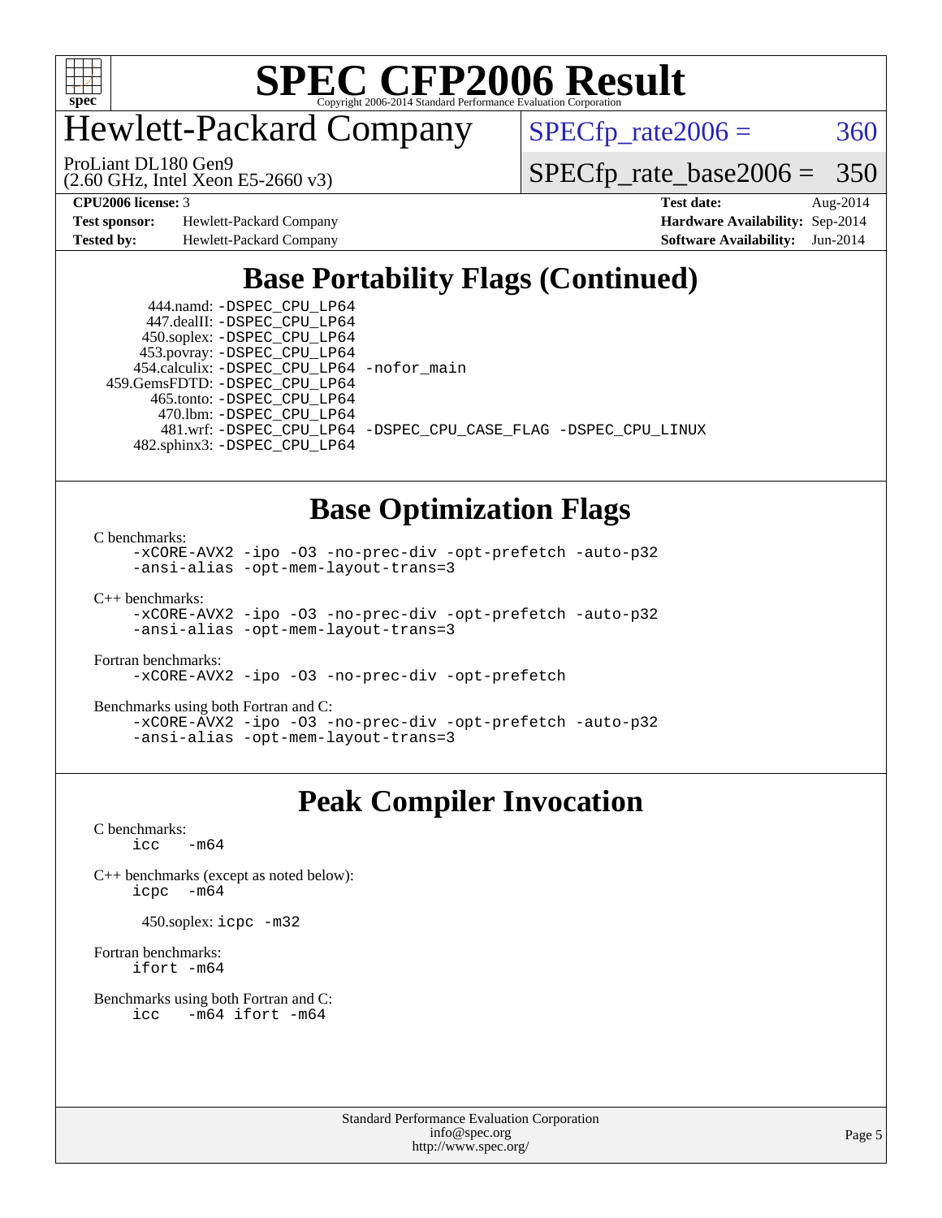# Hewlett-Packard Company

ProLiant DL180 Gen9
(2.60 GHz, Intel Xeon E5-2660 v3)

SPECfp_rate2006 = 360

SPECfp_rate_base2006 = 350

**CPU2006 license:** 3
**Test sponsor:** Hewlett-Packard Company
**Tested by:** Hewlett-Packard Company

**Test date:** Aug-2014
**Hardware Availability:** Sep-2014
**Software Availability:** Jun-2014

## Base Portability Flags (Continued)

444.namd: -DSPEC_CPU_LP64
447.dealII: -DSPEC_CPU_LP64
450.soplex: -DSPEC_CPU_LP64
453.povray: -DSPEC_CPU_LP64
454.calculix: -DSPEC_CPU_LP64 -nofor_main
459.GemsFDTD: -DSPEC_CPU_LP64
465.tonto: -DSPEC_CPU_LP64
470.lbm: -DSPEC_CPU_LP64
481.wrf: -DSPEC_CPU_LP64 -DSPEC_CPU_CASE_FLAG -DSPEC_CPU_LINUX
482.sphinx3: -DSPEC_CPU_LP64

## Base Optimization Flags

C benchmarks:
-xCORE-AVX2 -ipo -O3 -no-prec-div -opt-prefetch -auto-p32 -ansi-alias -opt-mem-layout-trans=3

C++ benchmarks:
-xCORE-AVX2 -ipo -O3 -no-prec-div -opt-prefetch -auto-p32 -ansi-alias -opt-mem-layout-trans=3

Fortran benchmarks:
-xCORE-AVX2 -ipo -O3 -no-prec-div -opt-prefetch

Benchmarks using both Fortran and C:
-xCORE-AVX2 -ipo -O3 -no-prec-div -opt-prefetch -auto-p32 -ansi-alias -opt-mem-layout-trans=3

## Peak Compiler Invocation

C benchmarks:
icc -m64

C++ benchmarks (except as noted below):
icpc -m64

450.soplex: icpc -m32

Fortran benchmarks:
ifort -m64

Benchmarks using both Fortran and C:
icc -m64 ifort -m64

Standard Performance Evaluation Corporation
info@spec.org
http://www.spec.org/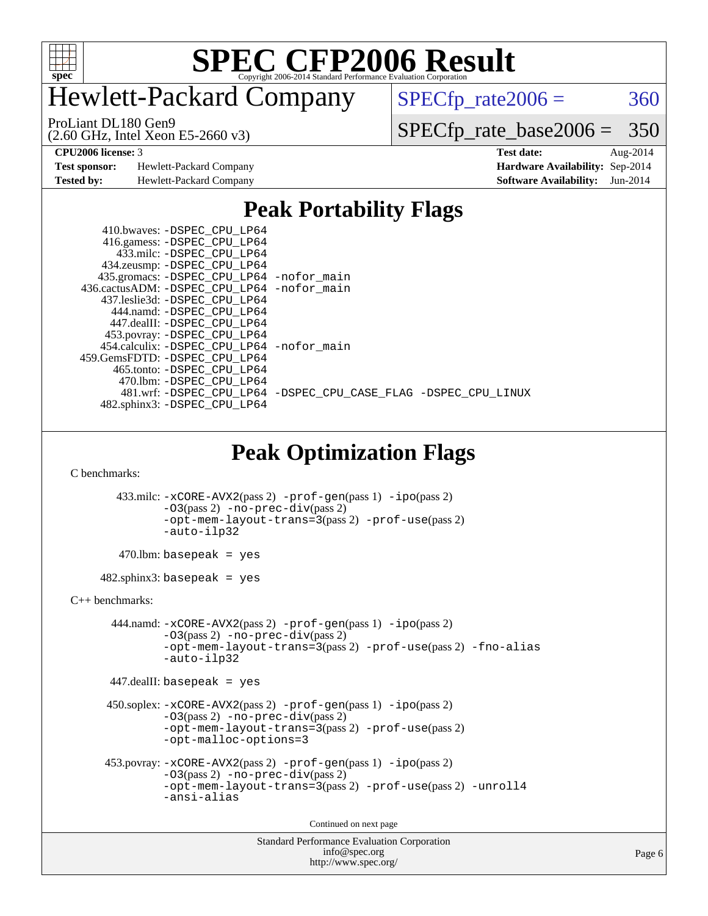# SPEC CFP2006 Result

Copyright 2006-2014 Standard Performance Evaluation Corporation

# Hewlett-Packard Company

ProLiant DL180 Gen9
(2.60 GHz, Intel Xeon E5-2660 v3)

SPECfp_rate2006 = 360

SPECfp_rate_base2006 = 350

| | | | |
|---|---|---|---|
| **CPU2006 license:** 3 | | **Test date:** | Aug-2014 |
| **Test sponsor:** | Hewlett-Packard Company | **Hardware Availability:** | Sep-2014 |
| **Tested by:** | Hewlett-Packard Company | **Software Availability:** | Jun-2014 |

## Peak Portability Flags

410.bwaves: -DSPEC_CPU_LP64
416.gamess: -DSPEC_CPU_LP64
433.milc: -DSPEC_CPU_LP64
434.zeusmp: -DSPEC_CPU_LP64
435.gromacs: -DSPEC_CPU_LP64 -nofor_main
436.cactusADM: -DSPEC_CPU_LP64 -nofor_main
437.leslie3d: -DSPEC_CPU_LP64
444.namd: -DSPEC_CPU_LP64
447.dealII: -DSPEC_CPU_LP64
453.povray: -DSPEC_CPU_LP64
454.calculix: -DSPEC_CPU_LP64 -nofor_main
459.GemsFDTD: -DSPEC_CPU_LP64
465.tonto: -DSPEC_CPU_LP64
470.lbm: -DSPEC_CPU_LP64
481.wrf: -DSPEC_CPU_LP64 -DSPEC_CPU_CASE_FLAG -DSPEC_CPU_LINUX
482.sphinx3: -DSPEC_CPU_LP64

## Peak Optimization Flags

C benchmarks:

433.milc: -xCORE-AVX2(pass 2) -prof-gen(pass 1) -ipo(pass 2) -O3(pass 2) -no-prec-div(pass 2) -opt-mem-layout-trans=3(pass 2) -prof-use(pass 2) -auto-ilp32

470.lbm: basepeak = yes

482.sphinx3: basepeak = yes

C++ benchmarks:

444.namd: -xCORE-AVX2(pass 2) -prof-gen(pass 1) -ipo(pass 2) -O3(pass 2) -no-prec-div(pass 2) -opt-mem-layout-trans=3(pass 2) -prof-use(pass 2) -fno-alias -auto-ilp32

447.dealII: basepeak = yes

450.soplex: -xCORE-AVX2(pass 2) -prof-gen(pass 1) -ipo(pass 2) -O3(pass 2) -no-prec-div(pass 2) -opt-mem-layout-trans=3(pass 2) -prof-use(pass 2) -opt-malloc-options=3

453.povray: -xCORE-AVX2(pass 2) -prof-gen(pass 1) -ipo(pass 2) -O3(pass 2) -no-prec-div(pass 2) -opt-mem-layout-trans=3(pass 2) -prof-use(pass 2) -unroll4 -ansi-alias

Continued on next page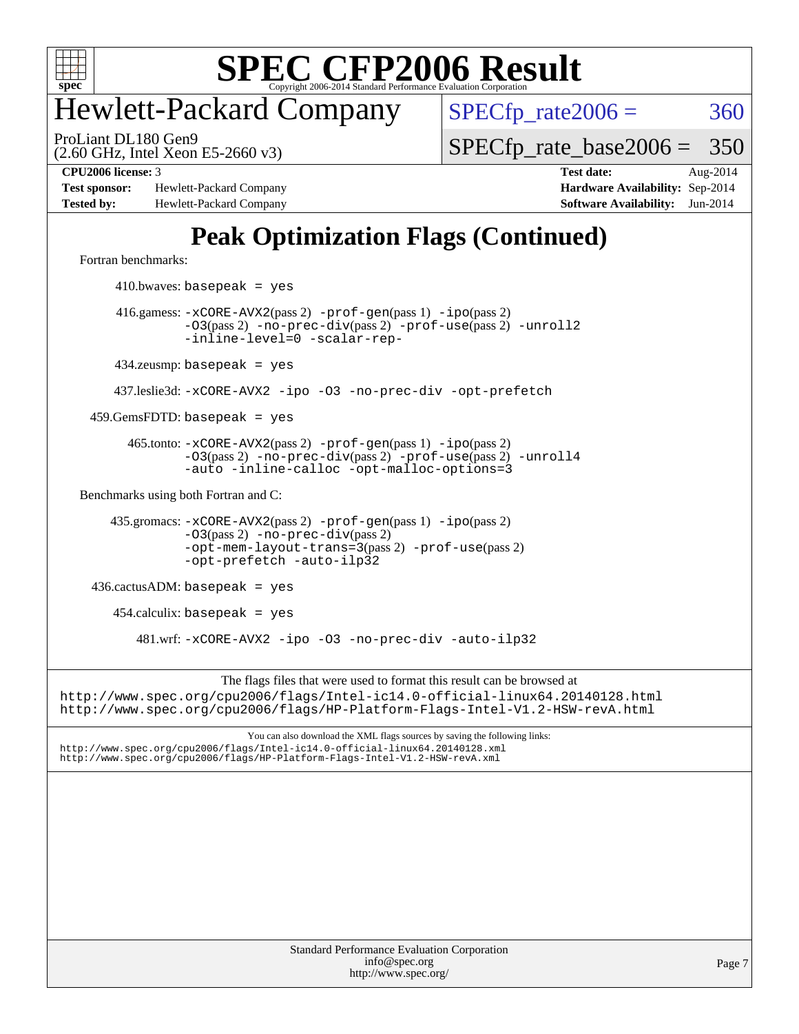# SPEC CFP2006 Result

Copyright 2006-2014 Standard Performance Evaluation Corporation

## Hewlett-Packard Company

ProLiant DL180 Gen9
(2.60 GHz, Intel Xeon E5-2660 v3)

SPECfp_rate2006 = 360

SPECfp_rate_base2006 = 350

**CPU2006 license:** 3
**Test sponsor:** Hewlett-Packard Company
**Tested by:** Hewlett-Packard Company

**Test date:** Aug-2014
**Hardware Availability:** Sep-2014
**Software Availability:** Jun-2014

# Peak Optimization Flags (Continued)

Fortran benchmarks:

410.bwaves: `basepeak = yes`

416.gamess: `-xCORE-AVX2`(pass 2) `-prof-gen`(pass 1) `-ipo`(pass 2) `-O3`(pass 2) `-no-prec-div`(pass 2) `-prof-use`(pass 2) `-unroll2` `-inline-level=0` `-scalar-rep-`

434.zeusmp: `basepeak = yes`

437.leslie3d: `-xCORE-AVX2 -ipo -O3 -no-prec-div -opt-prefetch`

459.GemsFDTD: `basepeak = yes`

465.tonto: `-xCORE-AVX2`(pass 2) `-prof-gen`(pass 1) `-ipo`(pass 2) `-O3`(pass 2) `-no-prec-div`(pass 2) `-prof-use`(pass 2) `-unroll4` `-auto -inline-calloc -opt-malloc-options=3`

Benchmarks using both Fortran and C:

435.gromacs: `-xCORE-AVX2`(pass 2) `-prof-gen`(pass 1) `-ipo`(pass 2) `-O3`(pass 2) `-no-prec-div`(pass 2) `-opt-mem-layout-trans=3`(pass 2) `-prof-use`(pass 2) `-opt-prefetch -auto-ilp32`

436.cactusADM: `basepeak = yes`

454.calculix: `basepeak = yes`

481.wrf: `-xCORE-AVX2 -ipo -O3 -no-prec-div -auto-ilp32`

The flags files that were used to format this result can be browsed at
http://www.spec.org/cpu2006/flags/Intel-ic14.0-official-linux64.20140128.html
http://www.spec.org/cpu2006/flags/HP-Platform-Flags-Intel-V1.2-HSW-revA.html

You can also download the XML flags sources by saving the following links:
http://www.spec.org/cpu2006/flags/Intel-ic14.0-official-linux64.20140128.xml
http://www.spec.org/cpu2006/flags/HP-Platform-Flags-Intel-V1.2-HSW-revA.xml

Standard Performance Evaluation Corporation
info@spec.org
http://www.spec.org/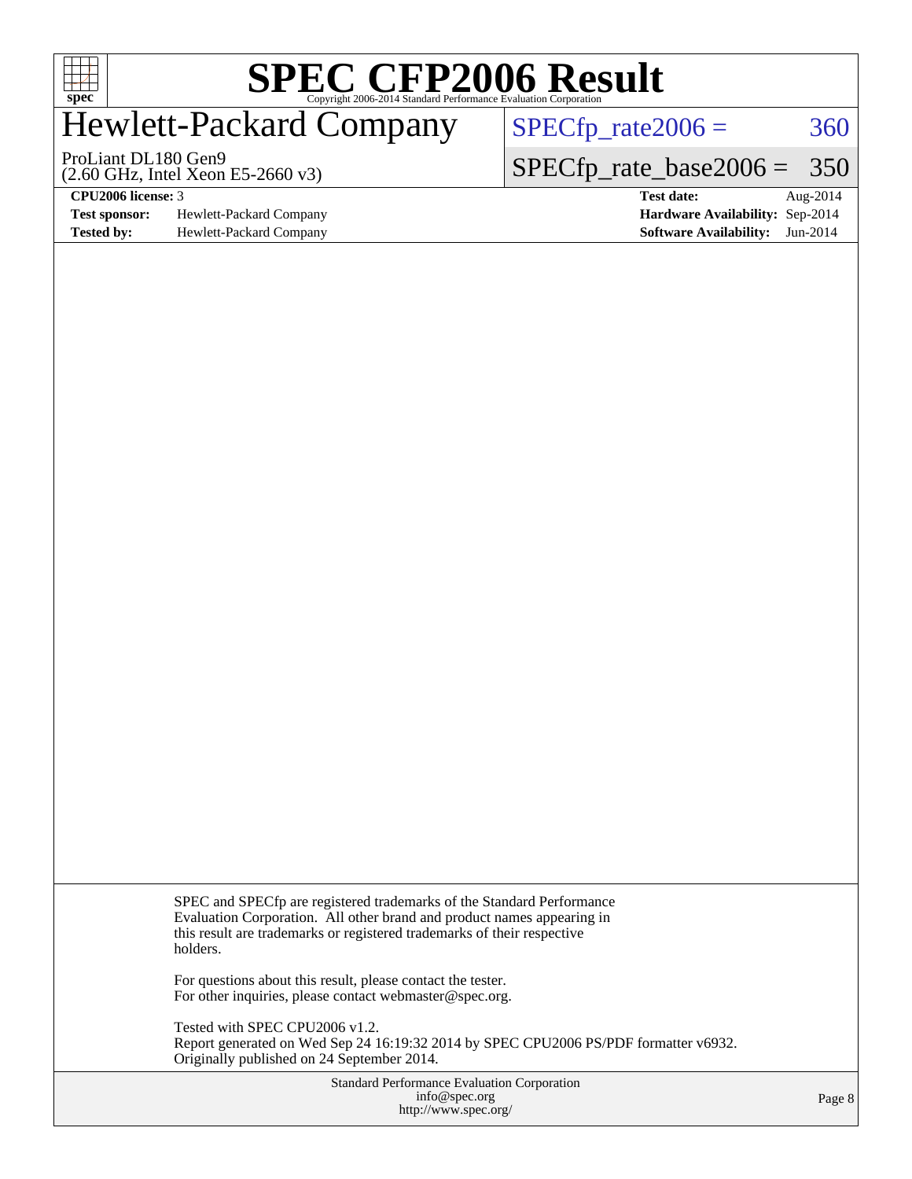SPEC and SPECfp are registered trademarks of the Standard Performance Evaluation Corporation. All other brand and product names appearing in this result are trademarks or registered trademarks of their respective holders.

For questions about this result, please contact the tester.
For other inquiries, please contact webmaster@spec.org.

Tested with SPEC CPU2006 v1.2.
Report generated on Wed Sep 24 16:19:32 2014 by SPEC CPU2006 PS/PDF formatter v6932.
Originally published on 24 September 2014.